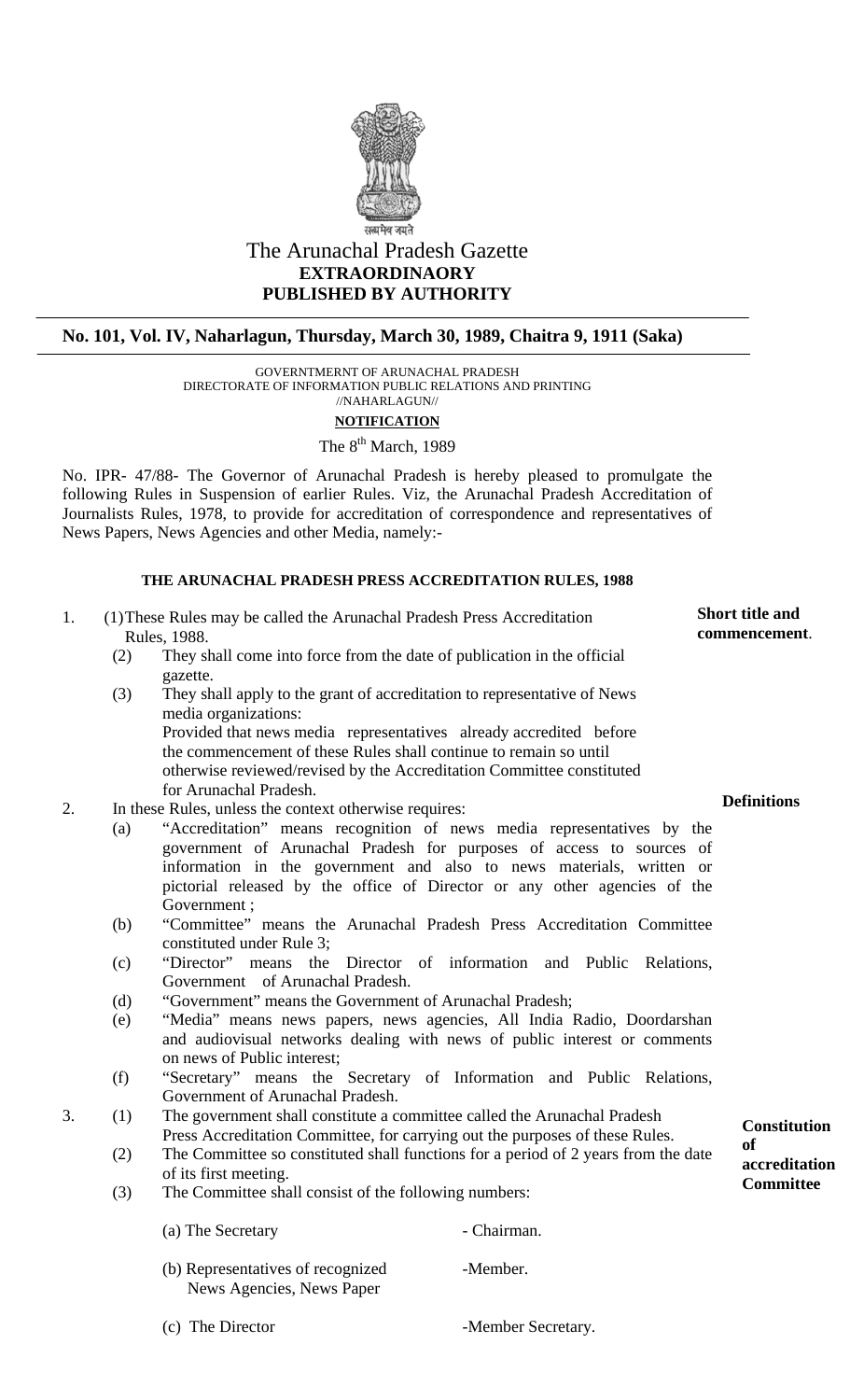सत्यमेव जयते

# The Arunachal Pradesh Gazette

**EXTRAORDINAORY**

**PUBLISHED BY AUTHORITY**

**No. 101, Vol. IV, Naharlagun, Thursday, March 30, 1989, Chaitra 9, 1911 (Saka)**

GOVERNTMERNT OF ARUNACHAL PRADESH
DIRECTORATE OF INFORMATION PUBLIC RELATIONS AND PRINTING
//NAHARLAGUN//

**NOTIFICATION**

The 8th March, 1989

No. IPR- 47/88- The Governor of Arunachal Pradesh is hereby pleased to promulgate the following Rules in Suspension of earlier Rules. Viz, the Arunachal Pradesh Accreditation of Journalists Rules, 1978, to provide for accreditation of correspondence and representatives of News Papers, News Agencies and other Media, namely:-

## THE ARUNACHAL PRADESH PRESS ACCREDITATION RULES, 1988

**Short title and commencement.**

1. (1) These Rules may be called the Arunachal Pradesh Press Accreditation Rules, 1988.
   (2) They shall come into force from the date of publication in the official gazette.
   (3) They shall apply to the grant of accreditation to representative of News media organizations:
   Provided that news media representatives already accredited before the commencement of these Rules shall continue to remain so until otherwise reviewed/revised by the Accreditation Committee constituted for Arunachal Pradesh.

**Definitions**

2. In these Rules, unless the context otherwise requires:
   (a) "Accreditation" means recognition of news media representatives by the government of Arunachal Pradesh for purposes of access to sources of information in the government and also to news materials, written or pictorial released by the office of Director or any other agencies of the Government ;
   (b) "Committee" means the Arunachal Pradesh Press Accreditation Committee constituted under Rule 3;
   (c) "Director" means the Director of information and Public Relations, Government of Arunachal Pradesh.
   (d) "Government" means the Government of Arunachal Pradesh;
   (e) "Media" means news papers, news agencies, All India Radio, Doordarshan and audiovisual networks dealing with news of public interest or comments on news of Public interest;
   (f) "Secretary" means the Secretary of Information and Public Relations, Government of Arunachal Pradesh.

**Constitution of accreditation Committee**

3. (1) The government shall constitute a committee called the Arunachal Pradesh Press Accreditation Committee, for carrying out the purposes of these Rules.
   (2) The Committee so constituted shall functions for a period of 2 years from the date of its first meeting.
   (3) The Committee shall consist of the following numbers:

      (a) The Secretary - Chairman.

      (b) Representatives of recognized News Agencies, News Paper -Member.

      (c) The Director -Member Secretary.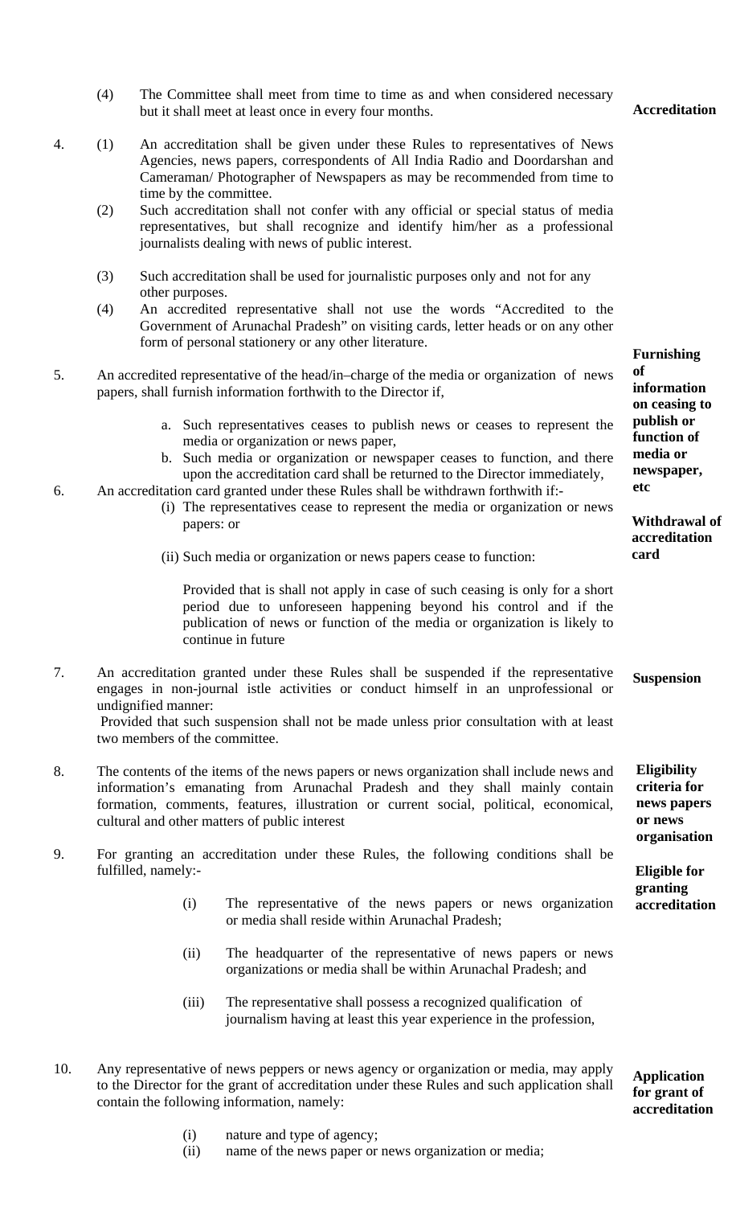(4) The Committee shall meet from time to time as and when considered necessary but it shall meet at least once in every four months.

**Accreditation**

4. (1) An accreditation shall be given under these Rules to representatives of News Agencies, news papers, correspondents of All India Radio and Doordarshan and Cameraman/ Photographer of Newspapers as may be recommended from time to time by the committee.

(2) Such accreditation shall not confer with any official or special status of media representatives, but shall recognize and identify him/her as a professional journalists dealing with news of public interest.

(3) Such accreditation shall be used for journalistic purposes only and not for any other purposes.

(4) An accredited representative shall not use the words "Accredited to the Government of Arunachal Pradesh" on visiting cards, letter heads or on any other form of personal stationery or any other literature.

**Furnishing of information on ceasing to publish or function of media or newspaper, etc**

5. An accredited representative of the head/in–charge of the media or organization of news papers, shall furnish information forthwith to the Director if,

a. Such representatives ceases to publish news or ceases to represent the media or organization or news paper,
b. Such media or organization or newspaper ceases to function, and there upon the accreditation card shall be returned to the Director immediately,

**Withdrawal of accreditation card**

6. An accreditation card granted under these Rules shall be withdrawn forthwith if:-

(i) The representatives cease to represent the media or organization or news papers: or

(ii) Such media or organization or news papers cease to function:

Provided that is shall not apply in case of such ceasing is only for a short period due to unforeseen happening beyond his control and if the publication of news or function of the media or organization is likely to continue in future

**Suspension**

7. An accreditation granted under these Rules shall be suspended if the representative engages in non-journal istle activities or conduct himself in an unprofessional or undignified manner:

Provided that such suspension shall not be made unless prior consultation with at least two members of the committee.

**Eligibility criteria for news papers or news organisation**

8. The contents of the items of the news papers or news organization shall include news and information's emanating from Arunachal Pradesh and they shall mainly contain formation, comments, features, illustration or current social, political, economical, cultural and other matters of public interest

**Eligible for granting accreditation**

9. For granting an accreditation under these Rules, the following conditions shall be fulfilled, namely:-

(i) The representative of the news papers or news organization or media shall reside within Arunachal Pradesh;

(ii) The headquarter of the representative of news papers or news organizations or media shall be within Arunachal Pradesh; and

(iii) The representative shall possess a recognized qualification of journalism having at least this year experience in the profession,

**Application for grant of accreditation**

10. Any representative of news peppers or news agency or organization or media, may apply to the Director for the grant of accreditation under these Rules and such application shall contain the following information, namely:

(i) nature and type of agency;
(ii) name of the news paper or news organization or media;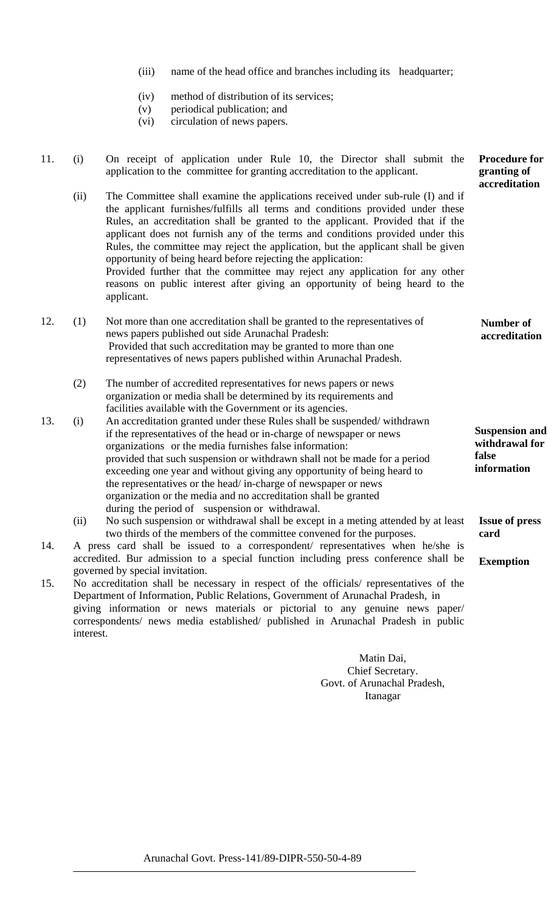(iii) name of the head office and branches including its headquarter;

(iv) method of distribution of its services;
(v) periodical publication; and
(vi) circulation of news papers.

11. **Procedure for granting of accreditation**

(i) On receipt of application under Rule 10, the Director shall submit the application to the committee for granting accreditation to the applicant.

(ii) The Committee shall examine the applications received under sub-rule (I) and if the applicant furnishes/fulfills all terms and conditions provided under these Rules, an accreditation shall be granted to the applicant. Provided that if the applicant does not furnish any of the terms and conditions provided under this Rules, the committee may reject the application, but the applicant shall be given opportunity of being heard before rejecting the application:
Provided further that the committee may reject any application for any other reasons on public interest after giving an opportunity of being heard to the applicant.

12. **Number of accreditation**

(1) Not more than one accreditation shall be granted to the representatives of news papers published out side Arunachal Pradesh:
Provided that such accreditation may be granted to more than one representatives of news papers published within Arunachal Pradesh.

(2) The number of accredited representatives for news papers or news organization or media shall be determined by its requirements and facilities available with the Government or its agencies.

13. **Suspension and withdrawal for false information**

(i) An accreditation granted under these Rules shall be suspended/ withdrawn if the representatives of the head or in-charge of newspaper or news organizations or the media furnishes false information:
provided that such suspension or withdrawn shall not be made for a period exceeding one year and without giving any opportunity of being heard to the representatives or the head/ in-charge of newspaper or news organization or the media and no accreditation shall be granted during the period of suspension or withdrawal.

(ii) No such suspension or withdrawal shall be except in a meting attended by at least two thirds of the members of the committee convened for the purposes.

14. **Issue of press card**

A press card shall be issued to a correspondent/ representatives when he/she is accredited. Bur admission to a special function including press conference shall be governed by special invitation.

15. **Exemption**

No accreditation shall be necessary in respect of the officials/ representatives of the Department of Information, Public Relations, Government of Arunachal Pradesh, in giving information or news materials or pictorial to any genuine news paper/ correspondents/ news media established/ published in Arunachal Pradesh in public interest.

Matin Dai,
Chief Secretary.
Govt. of Arunachal Pradesh,
Itanagar

Arunachal Govt. Press-141/89-DIPR-550-50-4-89